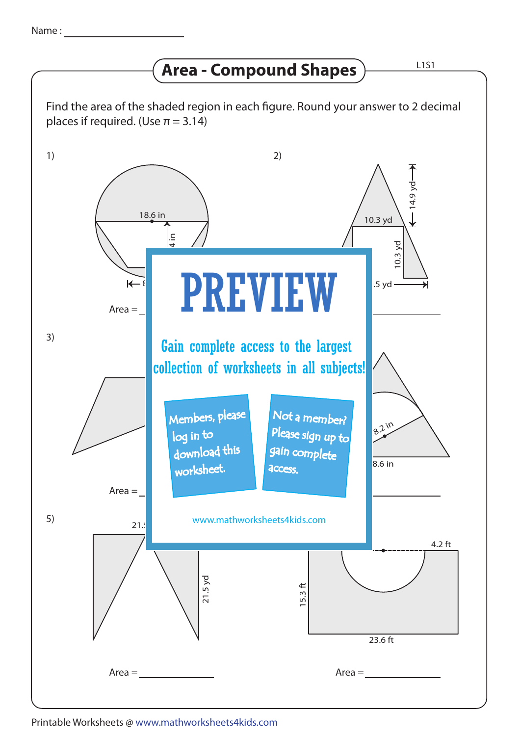Name : ____________________

# Area - Compound Shapes

L1S1

Find the area of the shaded region in each figure. Round your answer to 2 decimal places if required. (Use π = 3.14)

1)

18.6 in

4 in

Area = ____________

2)

14.9 yd

10.3 yd

10.3 yd

.5 yd

3)

Area = ____________

8.2 in

8.6 in

5)

21.5

21.5 yd

Area = ____________

4.2 ft

15.3 ft

23.6 ft

Area = ____________

**PREVIEW**

Gain complete access to the largest collection of worksheets in all subjects!

Members, please log in to download this worksheet.

Not a member? Please sign up to gain complete access.

www.mathworksheets4kids.com

Printable Worksheets @ www.mathworksheets4kids.com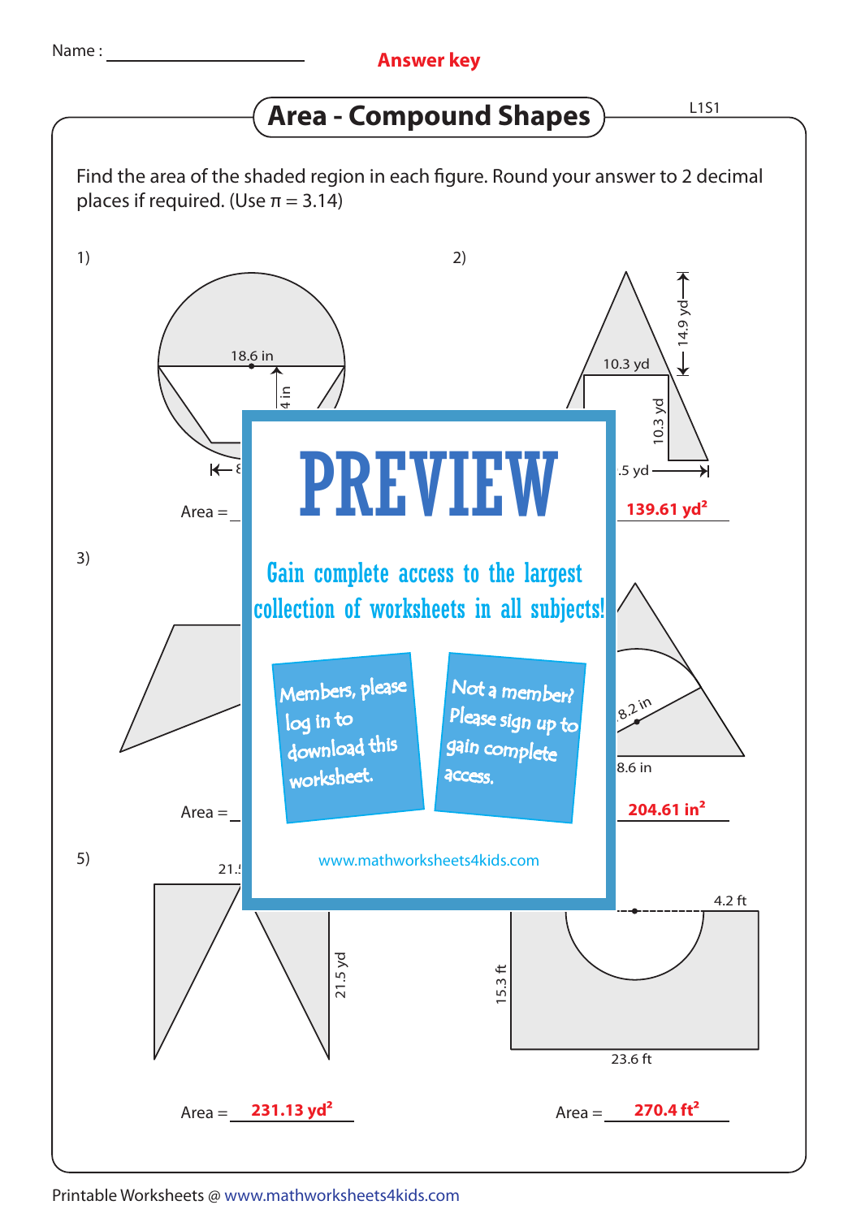Name : ____________________

**Answer key**

# Area - Compound Shapes

L1S1

Find the area of the shaded region in each figure. Round your answer to 2 decimal places if required. (Use π = 3.14)

1)

18.6 in

4 in

Area = ________

2)

14.9 yd

10.3 yd

10.3 yd

.5 yd

139.61 $yd^2$

3)

Area = ________

8.2 in

8.6 in

204.61 $in^2$

**PREVIEW**

Gain complete access to the largest collection of worksheets in all subjects!

Members, please log in to download this worksheet.

Not a member? Please sign up to gain complete access.

www.mathworksheets4kids.com

5)

21.5 yd

Area = 231.13 $yd^2$

4.2 ft

15.3 ft

23.6 ft

Area = 270.4 $ft^2$

Printable Worksheets @ www.mathworksheets4kids.com